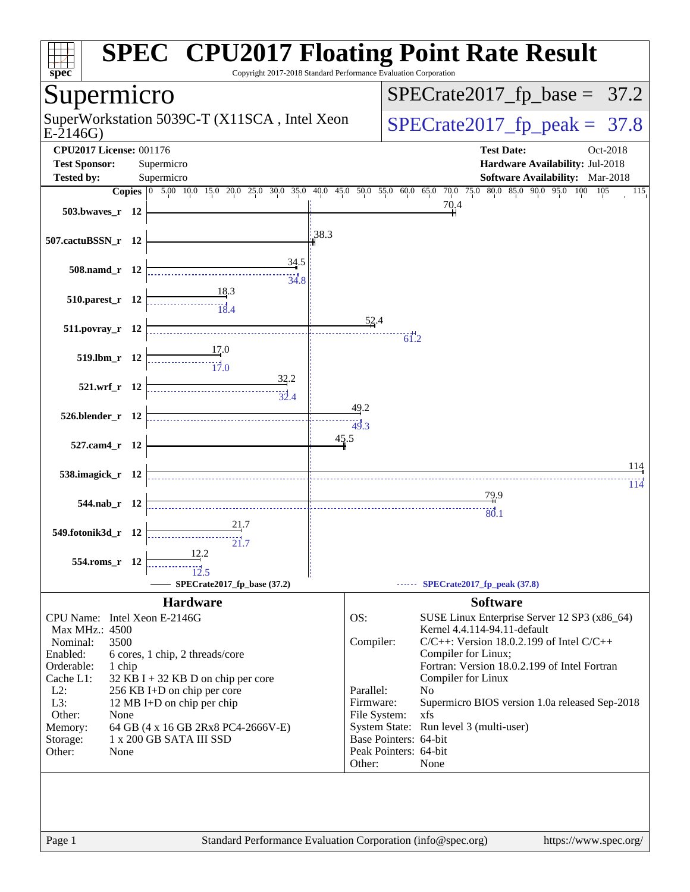# SPEC CPU2017 Floating Point Rate Result

Copyright 2017-2018 Standard Performance Evaluation Corporation

## Supermicro

SuperWorkstation 5039C-T (X11SCA , Intel Xeon E-2146G)

SPECrate2017_fp_base = 37.2

SPECrate2017_fp_peak = 37.8

**CPU2017 License:** 001176
**Test Sponsor:** Supermicro
**Tested by:** Supermicro

**Test Date:** Oct-2018
**Hardware Availability:** Jul-2018
**Software Availability:** Mar-2018

| Benchmark | Copies | Base | Peak |
|---|---|---|---|
| 503.bwaves_r | 12 | 70.4 | |
| 507.cactuBSSN_r | 12 | 38.3 | |
| 508.namd_r | 12 | 34.5 | 34.8 |
| 510.parest_r | 12 | 18.3 | 18.4 |
| 511.povray_r | 12 | 52.4 | 61.2 |
| 519.lbm_r | 12 | 17.0 | 17.0 |
| 521.wrf_r | 12 | 32.2 | 32.4 |
| 526.blender_r | 12 | 49.2 | 49.3 |
| 527.cam4_r | 12 | 45.5 | |
| 538.imagick_r | 12 | 114 | 114 |
| 544.nab_r | 12 | 79.9 | 80.1 |
| 549.fotonik3d_r | 12 | 21.7 | 21.7 |
| 554.roms_r | 12 | 12.2 | 12.5 |

SPECrate2017_fp_base (37.2) — SPECrate2017_fp_peak (37.8)

## Hardware

| | |
|---|---|
| CPU Name: | Intel Xeon E-2146G |
| Max MHz.: | 4500 |
| Nominal: | 3500 |
| Enabled: | 6 cores, 1 chip, 2 threads/core |
| Orderable: | 1 chip |
| Cache L1: | 32 KB I + 32 KB D on chip per core |
| L2: | 256 KB I+D on chip per core |
| L3: | 12 MB I+D on chip per chip |
| Other: | None |
| Memory: | 64 GB (4 x 16 GB 2Rx8 PC4-2666V-E) |
| Storage: | 1 x 200 GB SATA III SSD |
| Other: | None |

## Software

| | |
|---|---|
| OS: | SUSE Linux Enterprise Server 12 SP3 (x86_64) Kernel 4.4.114-94.11-default |
| Compiler: | C/C++: Version 18.0.2.199 of Intel C/C++ Compiler for Linux; Fortran: Version 18.0.2.199 of Intel Fortran Compiler for Linux |
| Parallel: | No |
| Firmware: | Supermicro BIOS version 1.0a released Sep-2018 |
| File System: | xfs |
| System State: | Run level 3 (multi-user) |
| Base Pointers: | 64-bit |
| Peak Pointers: | 64-bit |
| Other: | None |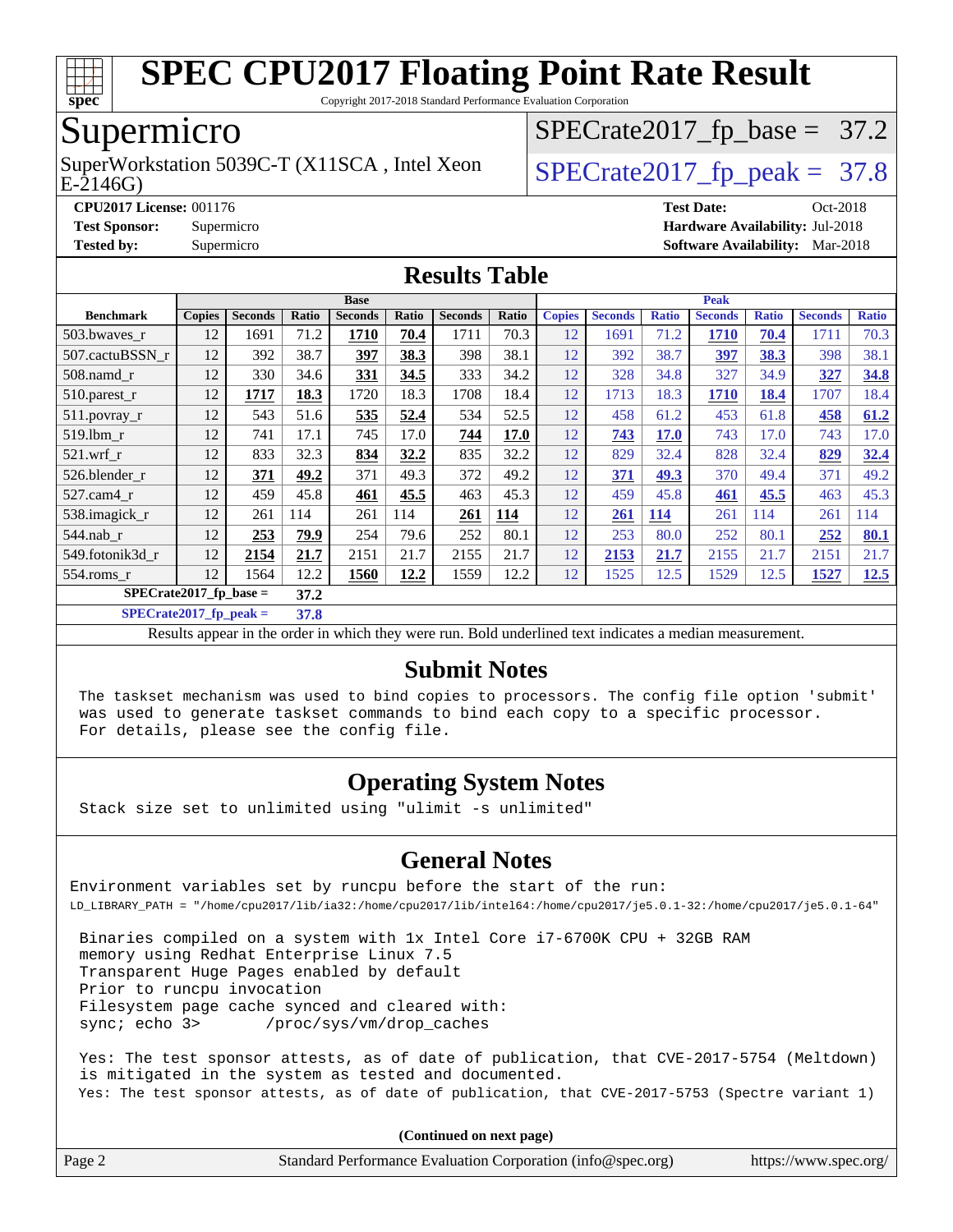# SPEC CPU2017 Floating Point Rate Result

Copyright 2017-2018 Standard Performance Evaluation Corporation

## Supermicro

SuperWorkstation 5039C-T (X11SCA , Intel Xeon E-2146G)

SPECrate2017_fp_base = 37.2

SPECrate2017_fp_peak = 37.8

**CPU2017 License:** 001176
**Test Sponsor:** Supermicro
**Tested by:** Supermicro

**Test Date:** Oct-2018
**Hardware Availability:** Jul-2018
**Software Availability:** Mar-2018

## Results Table

| Benchmark | Base | | | | | | | Peak | | | | | | |
|---|---|---|---|---|---|---|---|---|---|---|---|---|---|---|
| | Copies | Seconds | Ratio | Seconds | Ratio | Seconds | Ratio | Copies | Seconds | Ratio | Seconds | Ratio | Seconds | Ratio |
| 503.bwaves_r | 12 | 1691 | 71.2 | **1710** | **70.4** | 1711 | 70.3 | 12 | 1691 | 71.2 | **1710** | **70.4** | 1711 | 70.3 |
| 507.cactuBSSN_r | 12 | 392 | 38.7 | **397** | **38.3** | 398 | 38.1 | 12 | 392 | 38.7 | **397** | **38.3** | 398 | 38.1 |
| 508.namd_r | 12 | 330 | 34.6 | **331** | **34.5** | 333 | 34.2 | 12 | 328 | 34.8 | 327 | 34.9 | **327** | **34.8** |
| 510.parest_r | 12 | **1717** | **18.3** | 1720 | 18.3 | 1708 | 18.4 | 12 | 1713 | 18.3 | **1710** | **18.4** | 1707 | 18.4 |
| 511.povray_r | 12 | 543 | 51.6 | **535** | **52.4** | 534 | 52.5 | 12 | 458 | 61.2 | 453 | 61.8 | **458** | **61.2** |
| 519.lbm_r | 12 | 741 | 17.1 | 745 | 17.0 | **744** | **17.0** | 12 | **743** | **17.0** | 743 | 17.0 | 743 | 17.0 |
| 521.wrf_r | 12 | 833 | 32.3 | **834** | **32.2** | 835 | 32.2 | 12 | 829 | 32.4 | 828 | 32.4 | **829** | **32.4** |
| 526.blender_r | 12 | **371** | **49.2** | 371 | 49.3 | 372 | 49.2 | 12 | **371** | **49.3** | 370 | 49.4 | 371 | 49.2 |
| 527.cam4_r | 12 | 459 | 45.8 | **461** | **45.5** | 463 | 45.3 | 12 | 459 | 45.8 | **461** | **45.5** | 463 | 45.3 |
| 538.imagick_r | 12 | 261 | 114 | 261 | 114 | **261** | **114** | 12 | **261** | **114** | 261 | 114 | 261 | 114 |
| 544.nab_r | 12 | **253** | **79.9** | 254 | 79.6 | 252 | 80.1 | 12 | 253 | 80.0 | 252 | 80.1 | **252** | **80.1** |
| 549.fotonik3d_r | 12 | **2154** | **21.7** | 2151 | 21.7 | 2155 | 21.7 | 12 | **2153** | **21.7** | 2155 | 21.7 | 2151 | 21.7 |
| 554.roms_r | 12 | 1564 | 12.2 | **1560** | **12.2** | 1559 | 12.2 | 12 | 1525 | 12.5 | 1529 | 12.5 | **1527** | **12.5** |

**SPECrate2017_fp_base = 37.2**

**SPECrate2017_fp_peak = 37.8**

Results appear in the order in which they were run. Bold underlined text indicates a median measurement.

## Submit Notes

The taskset mechanism was used to bind copies to processors. The config file option 'submit' was used to generate taskset commands to bind each copy to a specific processor. For details, please see the config file.

## Operating System Notes

Stack size set to unlimited using "ulimit -s unlimited"

## General Notes

Environment variables set by runcpu before the start of the run:
LD_LIBRARY_PATH = "/home/cpu2017/lib/ia32:/home/cpu2017/lib/intel64:/home/cpu2017/je5.0.1-32:/home/cpu2017/je5.0.1-64"

Binaries compiled on a system with 1x Intel Core i7-6700K CPU + 32GB RAM memory using Redhat Enterprise Linux 7.5
Transparent Huge Pages enabled by default
Prior to runcpu invocation
Filesystem page cache synced and cleared with:
sync; echo 3> /proc/sys/vm/drop_caches

Yes: The test sponsor attests, as of date of publication, that CVE-2017-5754 (Meltdown) is mitigated in the system as tested and documented.
Yes: The test sponsor attests, as of date of publication, that CVE-2017-5753 (Spectre variant 1)

**(Continued on next page)**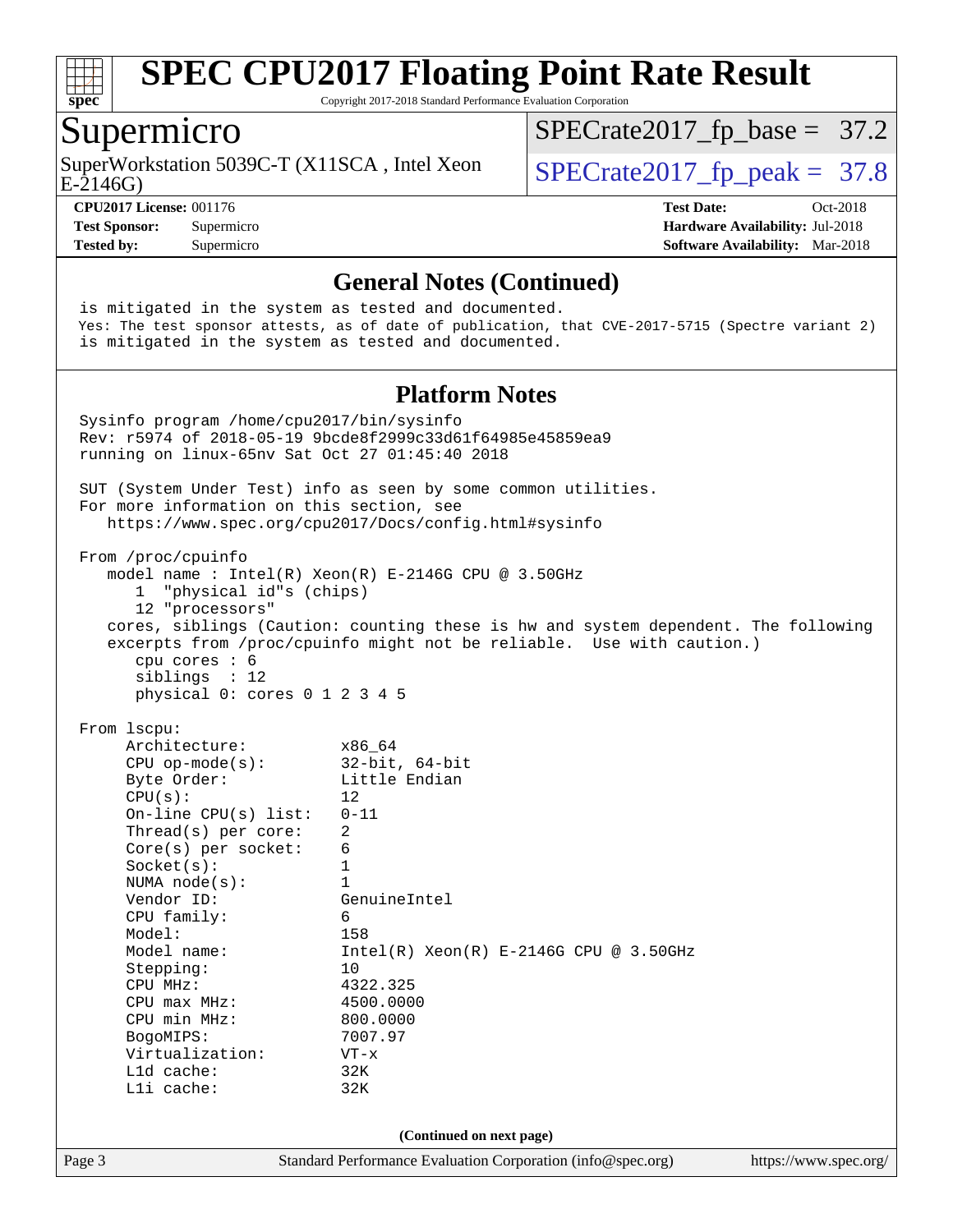## General Notes (Continued)

```
is mitigated in the system as tested and documented.
Yes: The test sponsor attests, as of date of publication, that CVE-2017-5715 (Spectre variant 2)
is mitigated in the system as tested and documented.
```

## Platform Notes

```
Sysinfo program /home/cpu2017/bin/sysinfo
Rev: r5974 of 2018-05-19 9bcde8f2999c33d61f64985e45859ea9
running on linux-65nv Sat Oct 27 01:45:40 2018

SUT (System Under Test) info as seen by some common utilities.
For more information on this section, see
   https://www.spec.org/cpu2017/Docs/config.html#sysinfo

From /proc/cpuinfo
   model name : Intel(R) Xeon(R) E-2146G CPU @ 3.50GHz
      1  "physical id"s (chips)
      12 "processors"
   cores, siblings (Caution: counting these is hw and system dependent. The following
   excerpts from /proc/cpuinfo might not be reliable.  Use with caution.)
      cpu cores : 6
      siblings  : 12
      physical 0: cores 0 1 2 3 4 5

From lscpu:
     Architecture:          x86_64
     CPU op-mode(s):        32-bit, 64-bit
     Byte Order:            Little Endian
     CPU(s):                12
     On-line CPU(s) list:   0-11
     Thread(s) per core:    2
     Core(s) per socket:    6
     Socket(s):             1
     NUMA node(s):          1
     Vendor ID:             GenuineIntel
     CPU family:            6
     Model:                 158
     Model name:            Intel(R) Xeon(R) E-2146G CPU @ 3.50GHz
     Stepping:              10
     CPU MHz:               4322.325
     CPU max MHz:           4500.0000
     CPU min MHz:           800.0000
     BogoMIPS:              7007.97
     Virtualization:        VT-x
     L1d cache:             32K
     L1i cache:             32K
```

(Continued on next page)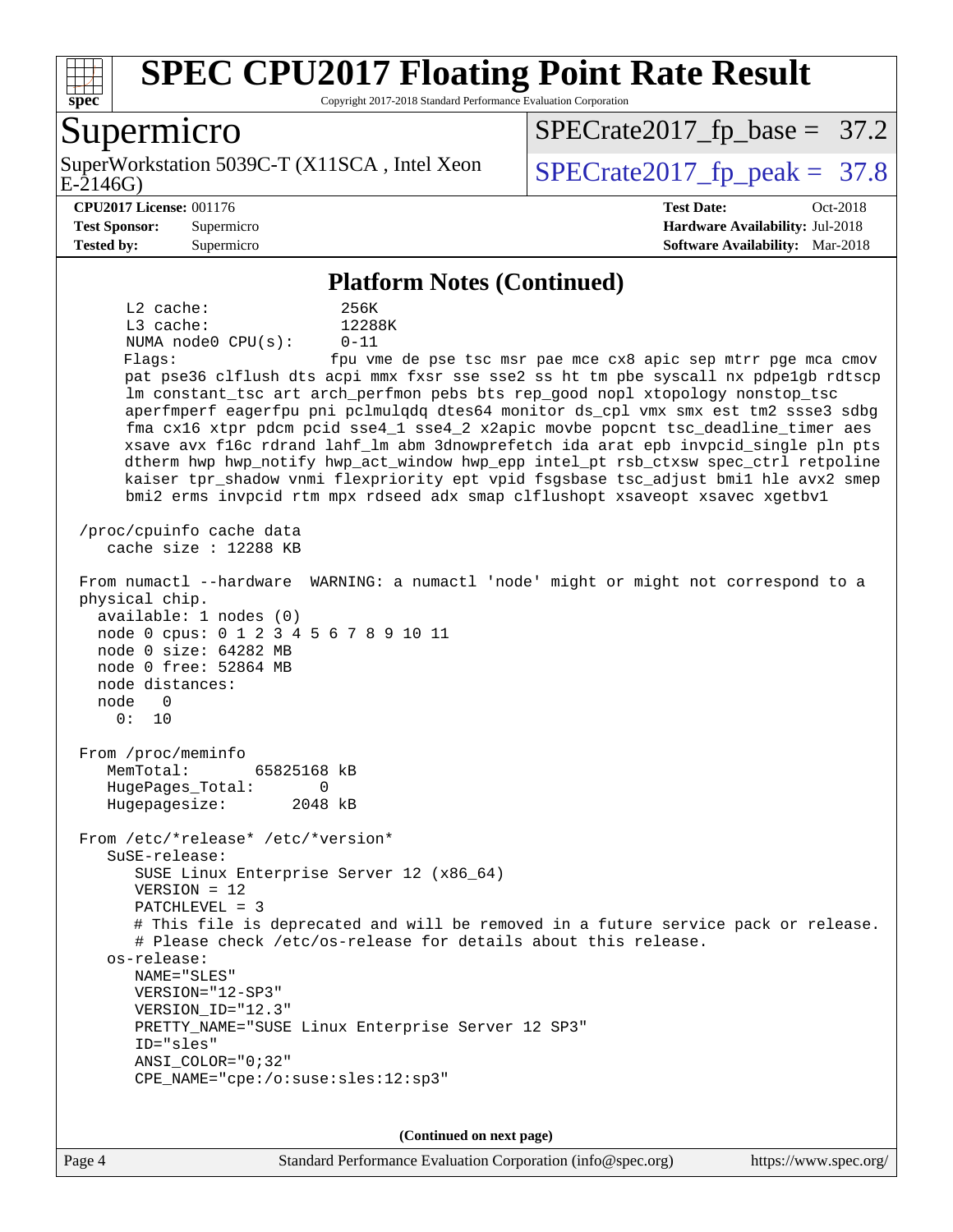# SPEC CPU2017 Floating Point Rate Result

Copyright 2017-2018 Standard Performance Evaluation Corporation

## Supermicro

SuperWorkstation 5039C-T (X11SCA , Intel Xeon E-2146G)

SPECrate2017_fp_base = 37.2

SPECrate2017_fp_peak = 37.8

**CPU2017 License:** 001176
**Test Sponsor:** Supermicro
**Tested by:** Supermicro

**Test Date:** Oct-2018
**Hardware Availability:** Jul-2018
**Software Availability:** Mar-2018

### Platform Notes (Continued)

```
     L2 cache:              256K
     L3 cache:              12288K
     NUMA node0 CPU(s):     0-11
     Flags:                 fpu vme de pse tsc msr pae mce cx8 apic sep mtrr pge mca cmov
     pat pse36 clflush dts acpi mmx fxsr sse sse2 ss ht tm pbe syscall nx pdpe1gb rdtscp
     lm constant_tsc art arch_perfmon pebs bts rep_good nopl xtopology nonstop_tsc
     aperfmperf eagerfpu pni pclmulqdq dtes64 monitor ds_cpl vmx smx est tm2 ssse3 sdbg
     fma cx16 xtpr pdcm pcid sse4_1 sse4_2 x2apic movbe popcnt tsc_deadline_timer aes
     xsave avx f16c rdrand lahf_lm abm 3dnowprefetch ida arat epb invpcid_single pln pts
     dtherm hwp hwp_notify hwp_act_window hwp_epp intel_pt rsb_ctxsw spec_ctrl retpoline
     kaiser tpr_shadow vnmi flexpriority ept vpid fsgsbase tsc_adjust bmi1 hle avx2 smep
     bmi2 erms invpcid rtm mpx rdseed adx smap clflushopt xsaveopt xsavec xgetbv1

 /proc/cpuinfo cache data
    cache size : 12288 KB

 From numactl --hardware  WARNING: a numactl 'node' might or might not correspond to a
 physical chip.
   available: 1 nodes (0)
   node 0 cpus: 0 1 2 3 4 5 6 7 8 9 10 11
   node 0 size: 64282 MB
   node 0 free: 52864 MB
   node distances:
   node   0
     0:  10

 From /proc/meminfo
    MemTotal:       65825168 kB
    HugePages_Total:       0
    Hugepagesize:       2048 kB

 From /etc/*release* /etc/*version*
    SuSE-release:
       SUSE Linux Enterprise Server 12 (x86_64)
       VERSION = 12
       PATCHLEVEL = 3
       # This file is deprecated and will be removed in a future service pack or release.
       # Please check /etc/os-release for details about this release.
    os-release:
       NAME="SLES"
       VERSION="12-SP3"
       VERSION_ID="12.3"
       PRETTY_NAME="SUSE Linux Enterprise Server 12 SP3"
       ID="sles"
       ANSI_COLOR="0;32"
       CPE_NAME="cpe:/o:suse:sles:12:sp3"
```

(Continued on next page)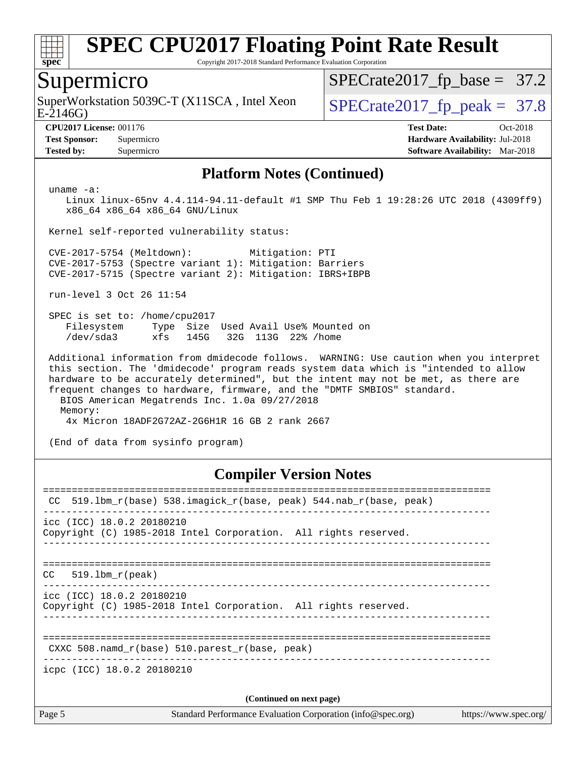# SPEC CPU2017 Floating Point Rate Result

Copyright 2017-2018 Standard Performance Evaluation Corporation

## Supermicro

SuperWorkstation 5039C-T (X11SCA , Intel Xeon E-2146G)

SPECrate2017_fp_base = 37.2

SPECrate2017_fp_peak = 37.8

**CPU2017 License:** 001176
**Test Sponsor:** Supermicro
**Tested by:** Supermicro

**Test Date:** Oct-2018
**Hardware Availability:** Jul-2018
**Software Availability:** Mar-2018

## Platform Notes (Continued)

```
uname -a:
   Linux linux-65nv 4.4.114-94.11-default #1 SMP Thu Feb 1 19:28:26 UTC 2018 (4309ff9)
   x86_64 x86_64 x86_64 GNU/Linux

Kernel self-reported vulnerability status:

CVE-2017-5754 (Meltdown):          Mitigation: PTI
CVE-2017-5753 (Spectre variant 1): Mitigation: Barriers
CVE-2017-5715 (Spectre variant 2): Mitigation: IBRS+IBPB

run-level 3 Oct 26 11:54

SPEC is set to: /home/cpu2017
   Filesystem     Type  Size  Used Avail Use% Mounted on
   /dev/sda3      xfs   145G   32G  113G  22% /home

Additional information from dmidecode follows.  WARNING: Use caution when you interpret
this section. The 'dmidecode' program reads system data which is "intended to allow
hardware to be accurately determined", but the intent may not be met, as there are
frequent changes to hardware, firmware, and the "DMTF SMBIOS" standard.
  BIOS American Megatrends Inc. 1.0a 09/27/2018
  Memory:
   4x Micron 18ADF2G72AZ-2G6H1R 16 GB 2 rank 2667

(End of data from sysinfo program)
```

## Compiler Version Notes

```
==============================================================================
 CC  519.lbm_r(base) 538.imagick_r(base, peak) 544.nab_r(base, peak)
------------------------------------------------------------------------------
icc (ICC) 18.0.2 20180210
Copyright (C) 1985-2018 Intel Corporation.  All rights reserved.
------------------------------------------------------------------------------

==============================================================================
CC   519.lbm_r(peak)
------------------------------------------------------------------------------
icc (ICC) 18.0.2 20180210
Copyright (C) 1985-2018 Intel Corporation.  All rights reserved.
------------------------------------------------------------------------------

==============================================================================
 CXXC 508.namd_r(base) 510.parest_r(base, peak)
------------------------------------------------------------------------------
icpc (ICC) 18.0.2 20180210
```

(Continued on next page)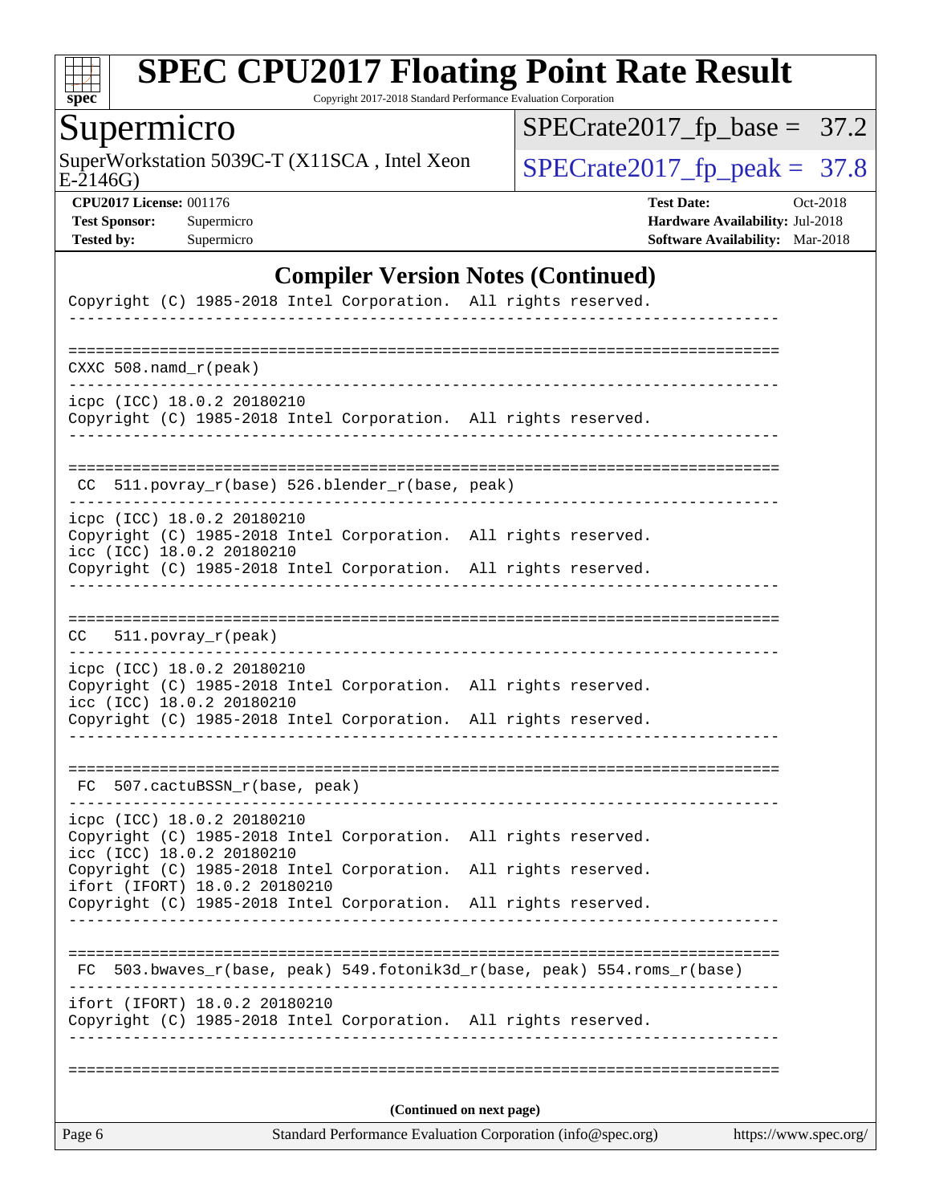# SPEC CPU2017 Floating Point Rate Result

Copyright 2017-2018 Standard Performance Evaluation Corporation

## Supermicro

SuperWorkstation 5039C-T (X11SCA , Intel Xeon E-2146G)

SPECrate2017_fp_base = 37.2

SPECrate2017_fp_peak = 37.8

**CPU2017 License:** 001176
**Test Sponsor:** Supermicro
**Tested by:** Supermicro

**Test Date:** Oct-2018
**Hardware Availability:** Jul-2018
**Software Availability:** Mar-2018

### Compiler Version Notes (Continued)

```
Copyright (C) 1985-2018 Intel Corporation.  All rights reserved.
------------------------------------------------------------------------------

==============================================================================
CXXC 508.namd_r(peak)
------------------------------------------------------------------------------
icpc (ICC) 18.0.2 20180210
Copyright (C) 1985-2018 Intel Corporation.  All rights reserved.
------------------------------------------------------------------------------

==============================================================================
 CC  511.povray_r(base) 526.blender_r(base, peak)
------------------------------------------------------------------------------
icpc (ICC) 18.0.2 20180210
Copyright (C) 1985-2018 Intel Corporation.  All rights reserved.
icc (ICC) 18.0.2 20180210
Copyright (C) 1985-2018 Intel Corporation.  All rights reserved.
------------------------------------------------------------------------------

==============================================================================
CC   511.povray_r(peak)
------------------------------------------------------------------------------
icpc (ICC) 18.0.2 20180210
Copyright (C) 1985-2018 Intel Corporation.  All rights reserved.
icc (ICC) 18.0.2 20180210
Copyright (C) 1985-2018 Intel Corporation.  All rights reserved.
------------------------------------------------------------------------------

==============================================================================
 FC  507.cactuBSSN_r(base, peak)
------------------------------------------------------------------------------
icpc (ICC) 18.0.2 20180210
Copyright (C) 1985-2018 Intel Corporation.  All rights reserved.
icc (ICC) 18.0.2 20180210
Copyright (C) 1985-2018 Intel Corporation.  All rights reserved.
ifort (IFORT) 18.0.2 20180210
Copyright (C) 1985-2018 Intel Corporation.  All rights reserved.
------------------------------------------------------------------------------

==============================================================================
 FC  503.bwaves_r(base, peak) 549.fotonik3d_r(base, peak) 554.roms_r(base)
------------------------------------------------------------------------------
ifort (IFORT) 18.0.2 20180210
Copyright (C) 1985-2018 Intel Corporation.  All rights reserved.
------------------------------------------------------------------------------

==============================================================================
```

(Continued on next page)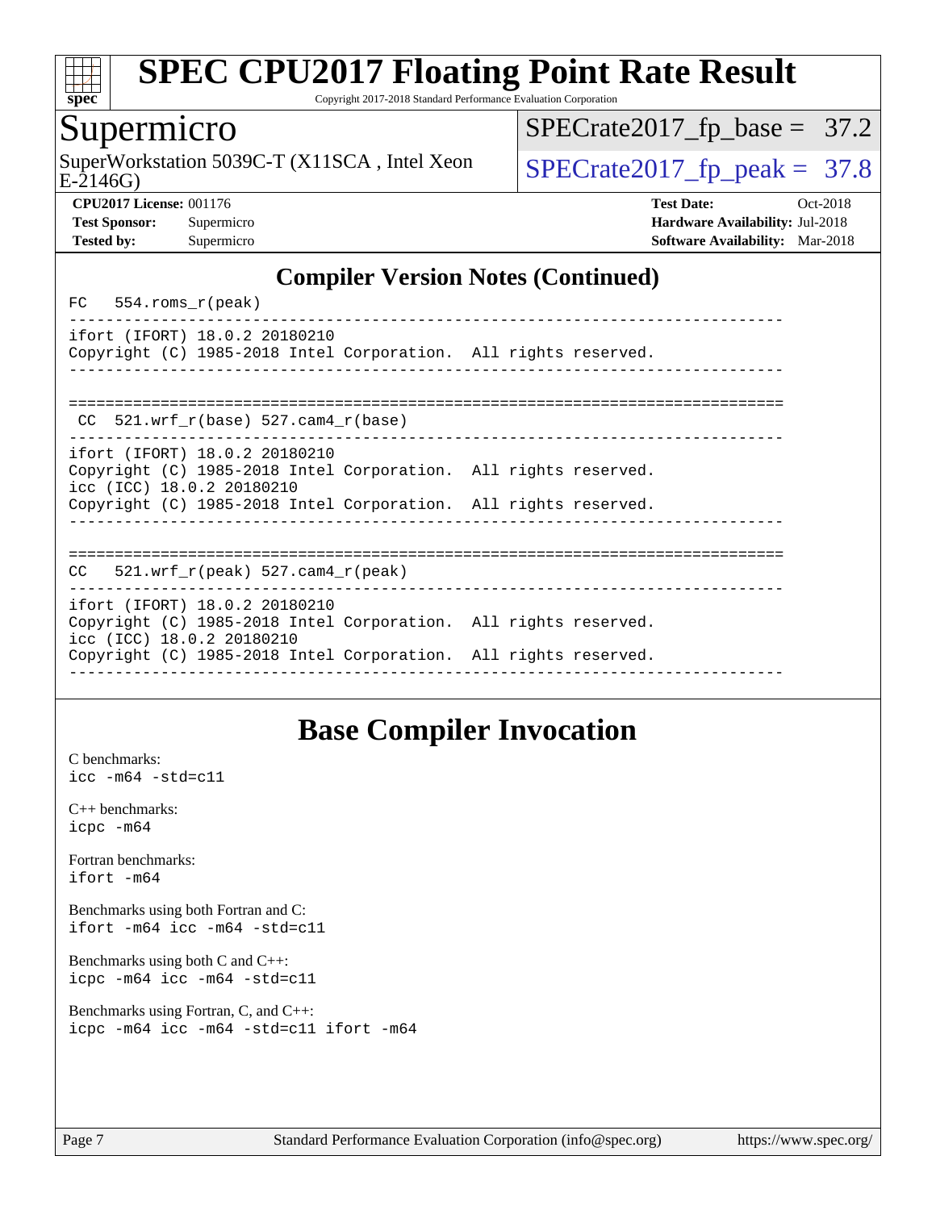## Compiler Version Notes (Continued)

```
FC   554.roms_r(peak)
------------------------------------------------------------------------------
ifort (IFORT) 18.0.2 20180210
Copyright (C) 1985-2018 Intel Corporation.  All rights reserved.
------------------------------------------------------------------------------

==============================================================================
 CC  521.wrf_r(base) 527.cam4_r(base)
------------------------------------------------------------------------------
ifort (IFORT) 18.0.2 20180210
Copyright (C) 1985-2018 Intel Corporation.  All rights reserved.
icc (ICC) 18.0.2 20180210
Copyright (C) 1985-2018 Intel Corporation.  All rights reserved.
------------------------------------------------------------------------------

==============================================================================
CC   521.wrf_r(peak) 527.cam4_r(peak)
------------------------------------------------------------------------------
ifort (IFORT) 18.0.2 20180210
Copyright (C) 1985-2018 Intel Corporation.  All rights reserved.
icc (ICC) 18.0.2 20180210
Copyright (C) 1985-2018 Intel Corporation.  All rights reserved.
------------------------------------------------------------------------------
```

## Base Compiler Invocation

C benchmarks:
`icc -m64 -std=c11`

C++ benchmarks:
`icpc -m64`

Fortran benchmarks:
`ifort -m64`

Benchmarks using both Fortran and C:
`ifort -m64 icc -m64 -std=c11`

Benchmarks using both C and C++:
`icpc -m64 icc -m64 -std=c11`

Benchmarks using Fortran, C, and C++:
`icpc -m64 icc -m64 -std=c11 ifort -m64`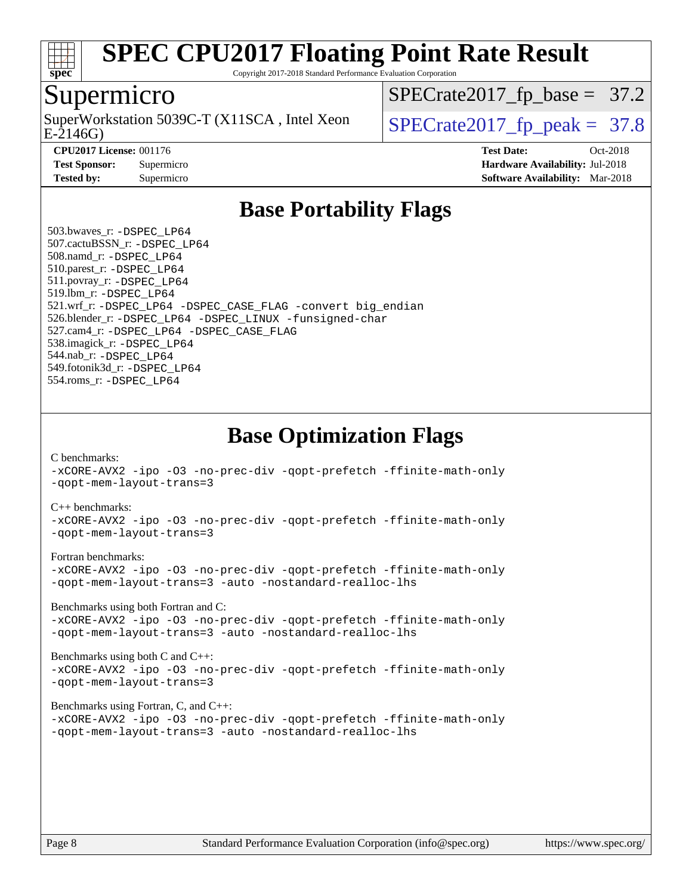# SPEC CPU2017 Floating Point Rate Result

Copyright 2017-2018 Standard Performance Evaluation Corporation

## Supermicro

SuperWorkstation 5039C-T (X11SCA , Intel Xeon E-2146G)

SPECrate2017_fp_base = 37.2

SPECrate2017_fp_peak = 37.8

**CPU2017 License:** 001176
**Test Sponsor:** Supermicro
**Tested by:** Supermicro

**Test Date:** Oct-2018
**Hardware Availability:** Jul-2018
**Software Availability:** Mar-2018

## Base Portability Flags

503.bwaves_r: `-DSPEC_LP64`
507.cactuBSSN_r: `-DSPEC_LP64`
508.namd_r: `-DSPEC_LP64`
510.parest_r: `-DSPEC_LP64`
511.povray_r: `-DSPEC_LP64`
519.lbm_r: `-DSPEC_LP64`
521.wrf_r: `-DSPEC_LP64 -DSPEC_CASE_FLAG -convert big_endian`
526.blender_r: `-DSPEC_LP64 -DSPEC_LINUX -funsigned-char`
527.cam4_r: `-DSPEC_LP64 -DSPEC_CASE_FLAG`
538.imagick_r: `-DSPEC_LP64`
544.nab_r: `-DSPEC_LP64`
549.fotonik3d_r: `-DSPEC_LP64`
554.roms_r: `-DSPEC_LP64`

## Base Optimization Flags

C benchmarks:

```
-xCORE-AVX2 -ipo -O3 -no-prec-div -qopt-prefetch -ffinite-math-only
-qopt-mem-layout-trans=3
```

C++ benchmarks:

```
-xCORE-AVX2 -ipo -O3 -no-prec-div -qopt-prefetch -ffinite-math-only
-qopt-mem-layout-trans=3
```

Fortran benchmarks:

```
-xCORE-AVX2 -ipo -O3 -no-prec-div -qopt-prefetch -ffinite-math-only
-qopt-mem-layout-trans=3 -auto -nostandard-realloc-lhs
```

Benchmarks using both Fortran and C:

```
-xCORE-AVX2 -ipo -O3 -no-prec-div -qopt-prefetch -ffinite-math-only
-qopt-mem-layout-trans=3 -auto -nostandard-realloc-lhs
```

Benchmarks using both C and C++:

```
-xCORE-AVX2 -ipo -O3 -no-prec-div -qopt-prefetch -ffinite-math-only
-qopt-mem-layout-trans=3
```

Benchmarks using Fortran, C, and C++:

```
-xCORE-AVX2 -ipo -O3 -no-prec-div -qopt-prefetch -ffinite-math-only
-qopt-mem-layout-trans=3 -auto -nostandard-realloc-lhs
```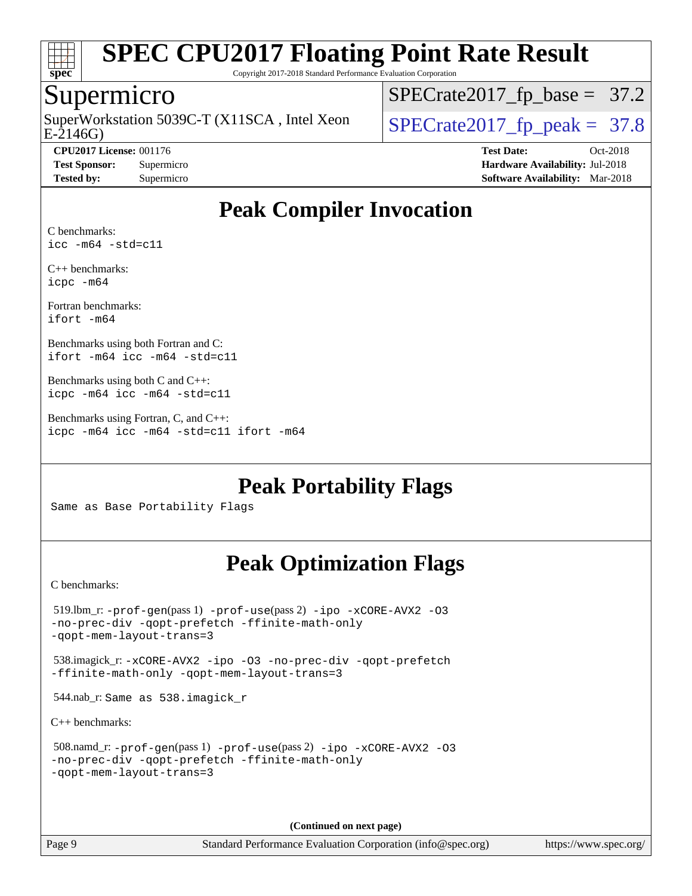# Peak Compiler Invocation

C benchmarks:
`icc -m64 -std=c11`

C++ benchmarks:
`icpc -m64`

Fortran benchmarks:
`ifort -m64`

Benchmarks using both Fortran and C:
`ifort -m64 icc -m64 -std=c11`

Benchmarks using both C and C++:
`icpc -m64 icc -m64 -std=c11`

Benchmarks using Fortran, C, and C++:
`icpc -m64 icc -m64 -std=c11 ifort -m64`

# Peak Portability Flags

Same as Base Portability Flags

# Peak Optimization Flags

C benchmarks:

519.lbm_r: `-prof-gen`(pass 1) `-prof-use`(pass 2) `-ipo -xCORE-AVX2 -O3 -no-prec-div -qopt-prefetch -ffinite-math-only -qopt-mem-layout-trans=3`

538.imagick_r: `-xCORE-AVX2 -ipo -O3 -no-prec-div -qopt-prefetch -ffinite-math-only -qopt-mem-layout-trans=3`

544.nab_r: Same as 538.imagick_r

C++ benchmarks:

508.namd_r: `-prof-gen`(pass 1) `-prof-use`(pass 2) `-ipo -xCORE-AVX2 -O3 -no-prec-div -qopt-prefetch -ffinite-math-only -qopt-mem-layout-trans=3`

**(Continued on next page)**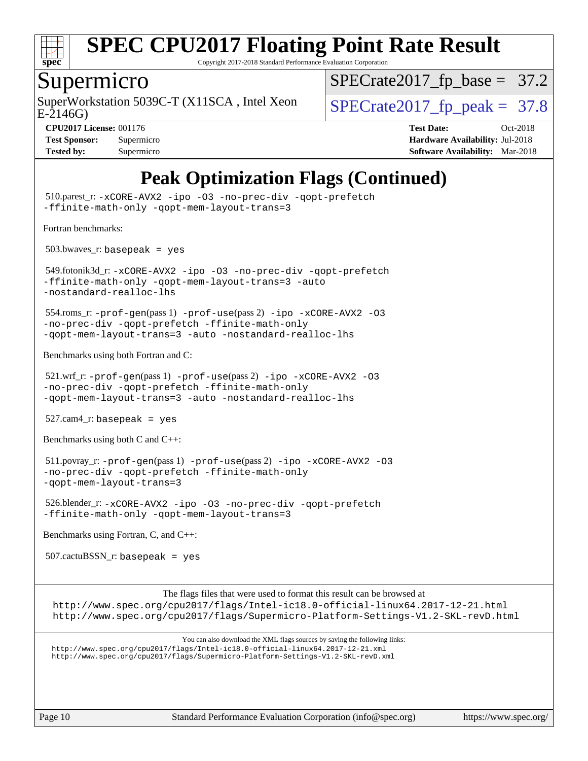# SPEC CPU2017 Floating Point Rate Result

Copyright 2017-2018 Standard Performance Evaluation Corporation

## Supermicro

SuperWorkstation 5039C-T (X11SCA , Intel Xeon E-2146G)

SPECrate2017_fp_base = 37.2

SPECrate2017_fp_peak = 37.8

**CPU2017 License:** 001176
**Test Sponsor:** Supermicro
**Tested by:** Supermicro

**Test Date:** Oct-2018
**Hardware Availability:** Jul-2018
**Software Availability:** Mar-2018

## Peak Optimization Flags (Continued)

510.parest_r: `-xCORE-AVX2 -ipo -O3 -no-prec-div -qopt-prefetch -ffinite-math-only -qopt-mem-layout-trans=3`

Fortran benchmarks:

503.bwaves_r: `basepeak = yes`

549.fotonik3d_r: `-xCORE-AVX2 -ipo -O3 -no-prec-div -qopt-prefetch -ffinite-math-only -qopt-mem-layout-trans=3 -auto -nostandard-realloc-lhs`

554.roms_r: `-prof-gen`(pass 1) `-prof-use`(pass 2) `-ipo -xCORE-AVX2 -O3 -no-prec-div -qopt-prefetch -ffinite-math-only -qopt-mem-layout-trans=3 -auto -nostandard-realloc-lhs`

Benchmarks using both Fortran and C:

521.wrf_r: `-prof-gen`(pass 1) `-prof-use`(pass 2) `-ipo -xCORE-AVX2 -O3 -no-prec-div -qopt-prefetch -ffinite-math-only -qopt-mem-layout-trans=3 -auto -nostandard-realloc-lhs`

527.cam4_r: `basepeak = yes`

Benchmarks using both C and C++:

511.povray_r: `-prof-gen`(pass 1) `-prof-use`(pass 2) `-ipo -xCORE-AVX2 -O3 -no-prec-div -qopt-prefetch -ffinite-math-only -qopt-mem-layout-trans=3`

526.blender_r: `-xCORE-AVX2 -ipo -O3 -no-prec-div -qopt-prefetch -ffinite-math-only -qopt-mem-layout-trans=3`

Benchmarks using Fortran, C, and C++:

507.cactuBSSN_r: `basepeak = yes`

The flags files that were used to format this result can be browsed at
http://www.spec.org/cpu2017/flags/Intel-ic18.0-official-linux64.2017-12-21.html
http://www.spec.org/cpu2017/flags/Supermicro-Platform-Settings-V1.2-SKL-revD.html

You can also download the XML flags sources by saving the following links:
http://www.spec.org/cpu2017/flags/Intel-ic18.0-official-linux64.2017-12-21.xml
http://www.spec.org/cpu2017/flags/Supermicro-Platform-Settings-V1.2-SKL-revD.xml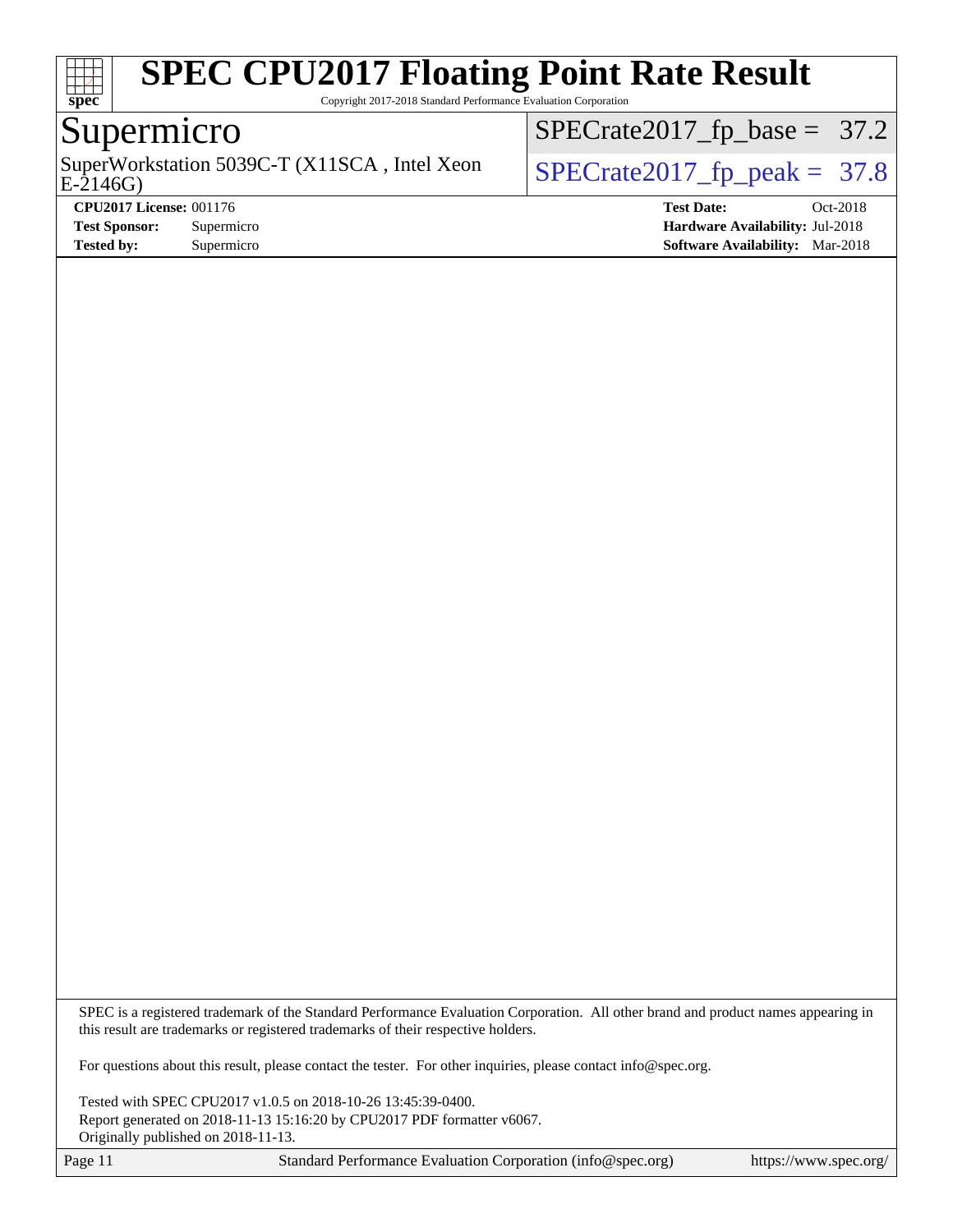SPEC is a registered trademark of the Standard Performance Evaluation Corporation. All other brand and product names appearing in this result are trademarks or registered trademarks of their respective holders.

For questions about this result, please contact the tester. For other inquiries, please contact info@spec.org.

Tested with SPEC CPU2017 v1.0.5 on 2018-10-26 13:45:39-0400.
Report generated on 2018-11-13 15:16:20 by CPU2017 PDF formatter v6067.
Originally published on 2018-11-13.